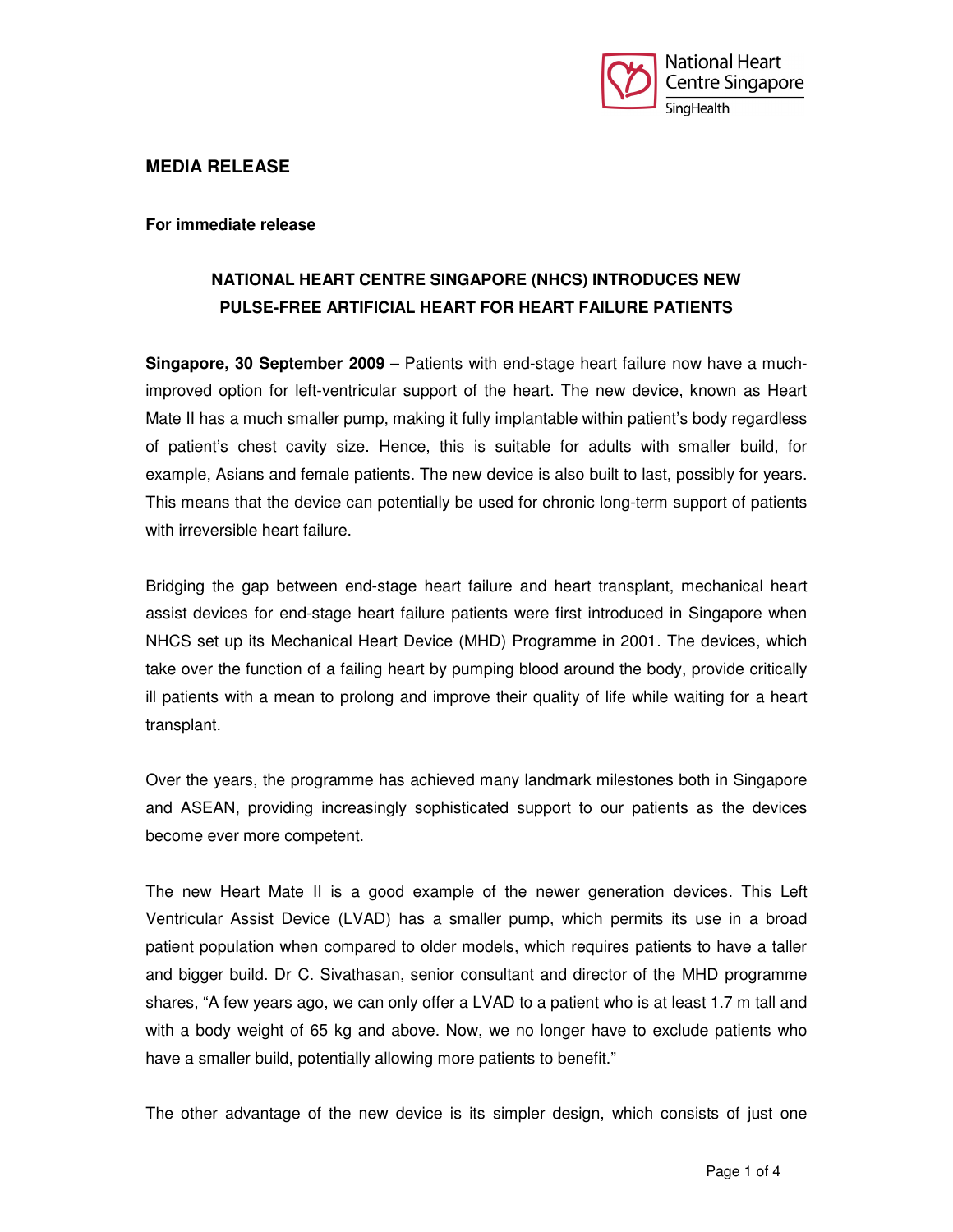## MEDIA RELEASE

**For immediate release**

**NATIONAL HEART CENTRE SINGAPORE (NHCS) INTRODUCES NEW PULSE-FREE ARTIFICIAL HEART FOR HEART FAILURE PATIENTS**

**Singapore, 30 September 2009** – Patients with end-stage heart failure now have a much-improved option for left-ventricular support of the heart. The new device, known as Heart Mate II has a much smaller pump, making it fully implantable within patient's body regardless of patient's chest cavity size. Hence, this is suitable for adults with smaller build, for example, Asians and female patients. The new device is also built to last, possibly for years. This means that the device can potentially be used for chronic long-term support of patients with irreversible heart failure.

Bridging the gap between end-stage heart failure and heart transplant, mechanical heart assist devices for end-stage heart failure patients were first introduced in Singapore when NHCS set up its Mechanical Heart Device (MHD) Programme in 2001. The devices, which take over the function of a failing heart by pumping blood around the body, provide critically ill patients with a mean to prolong and improve their quality of life while waiting for a heart transplant.

Over the years, the programme has achieved many landmark milestones both in Singapore and ASEAN, providing increasingly sophisticated support to our patients as the devices become ever more competent.

The new Heart Mate II is a good example of the newer generation devices. This Left Ventricular Assist Device (LVAD) has a smaller pump, which permits its use in a broad patient population when compared to older models, which requires patients to have a taller and bigger build. Dr C. Sivathasan, senior consultant and director of the MHD programme shares, "A few years ago, we can only offer a LVAD to a patient who is at least 1.7 m tall and with a body weight of 65 kg and above. Now, we no longer have to exclude patients who have a smaller build, potentially allowing more patients to benefit."

The other advantage of the new device is its simpler design, which consists of just one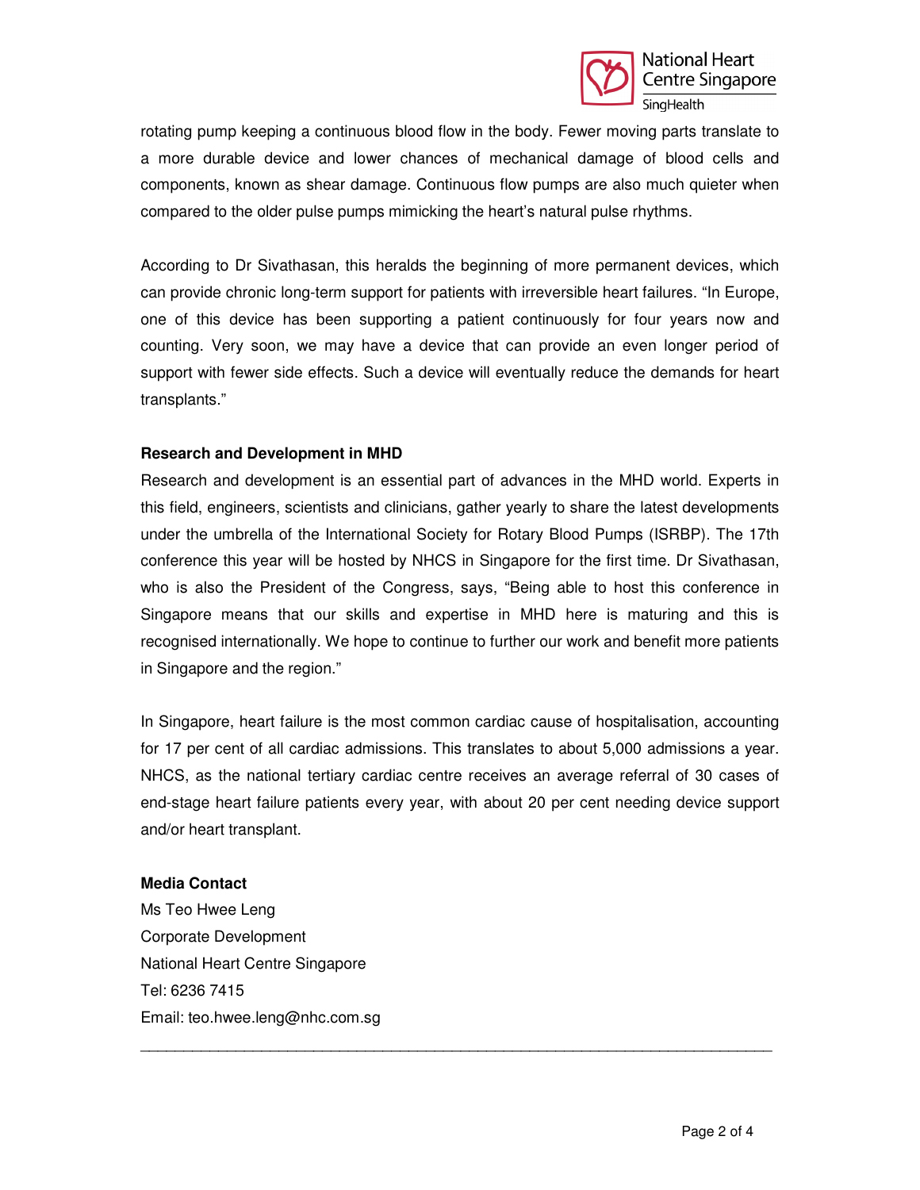rotating pump keeping a continuous blood flow in the body. Fewer moving parts translate to a more durable device and lower chances of mechanical damage of blood cells and components, known as shear damage. Continuous flow pumps are also much quieter when compared to the older pulse pumps mimicking the heart's natural pulse rhythms.

According to Dr Sivathasan, this heralds the beginning of more permanent devices, which can provide chronic long-term support for patients with irreversible heart failures. "In Europe, one of this device has been supporting a patient continuously for four years now and counting. Very soon, we may have a device that can provide an even longer period of support with fewer side effects. Such a device will eventually reduce the demands for heart transplants."

**Research and Development in MHD**

Research and development is an essential part of advances in the MHD world. Experts in this field, engineers, scientists and clinicians, gather yearly to share the latest developments under the umbrella of the International Society for Rotary Blood Pumps (ISRBP). The 17th conference this year will be hosted by NHCS in Singapore for the first time. Dr Sivathasan, who is also the President of the Congress, says, "Being able to host this conference in Singapore means that our skills and expertise in MHD here is maturing and this is recognised internationally. We hope to continue to further our work and benefit more patients in Singapore and the region."

In Singapore, heart failure is the most common cardiac cause of hospitalisation, accounting for 17 per cent of all cardiac admissions. This translates to about 5,000 admissions a year. NHCS, as the national tertiary cardiac centre receives an average referral of 30 cases of end-stage heart failure patients every year, with about 20 per cent needing device support and/or heart transplant.

**Media Contact**

Ms Teo Hwee Leng
Corporate Development
National Heart Centre Singapore
Tel: 6236 7415
Email: teo.hwee.leng@nhc.com.sg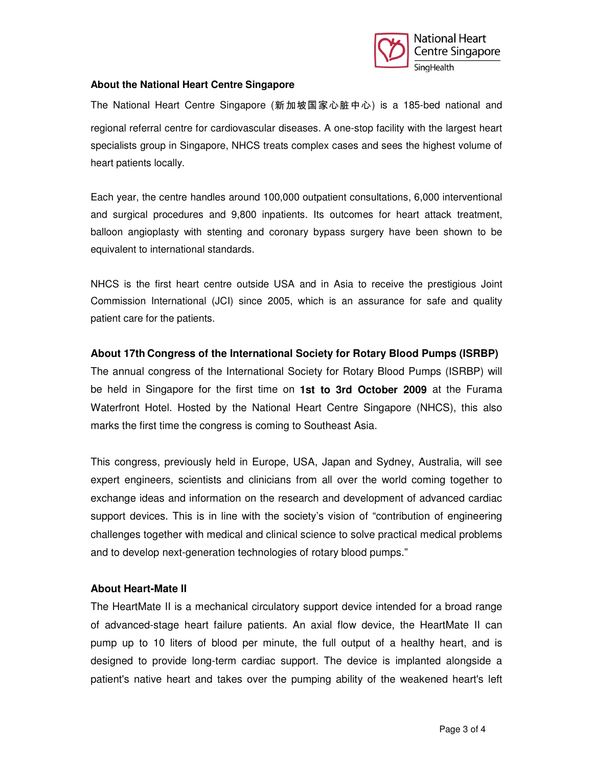### About the National Heart Centre Singapore

The National Heart Centre Singapore (新加坡国家心脏中心) is a 185-bed national and regional referral centre for cardiovascular diseases. A one-stop facility with the largest heart specialists group in Singapore, NHCS treats complex cases and sees the highest volume of heart patients locally.

Each year, the centre handles around 100,000 outpatient consultations, 6,000 interventional and surgical procedures and 9,800 inpatients. Its outcomes for heart attack treatment, balloon angioplasty with stenting and coronary bypass surgery have been shown to be equivalent to international standards.

NHCS is the first heart centre outside USA and in Asia to receive the prestigious Joint Commission International (JCI) since 2005, which is an assurance for safe and quality patient care for the patients.

### About 17th Congress of the International Society for Rotary Blood Pumps (ISRBP)

The annual congress of the International Society for Rotary Blood Pumps (ISRBP) will be held in Singapore for the first time on **1st to 3rd October 2009** at the Furama Waterfront Hotel. Hosted by the National Heart Centre Singapore (NHCS), this also marks the first time the congress is coming to Southeast Asia.

This congress, previously held in Europe, USA, Japan and Sydney, Australia, will see expert engineers, scientists and clinicians from all over the world coming together to exchange ideas and information on the research and development of advanced cardiac support devices. This is in line with the society's vision of "contribution of engineering challenges together with medical and clinical science to solve practical medical problems and to develop next-generation technologies of rotary blood pumps."

### About Heart-Mate II

The HeartMate II is a mechanical circulatory support device intended for a broad range of advanced-stage heart failure patients. An axial flow device, the HeartMate II can pump up to 10 liters of blood per minute, the full output of a healthy heart, and is designed to provide long-term cardiac support. The device is implanted alongside a patient's native heart and takes over the pumping ability of the weakened heart's left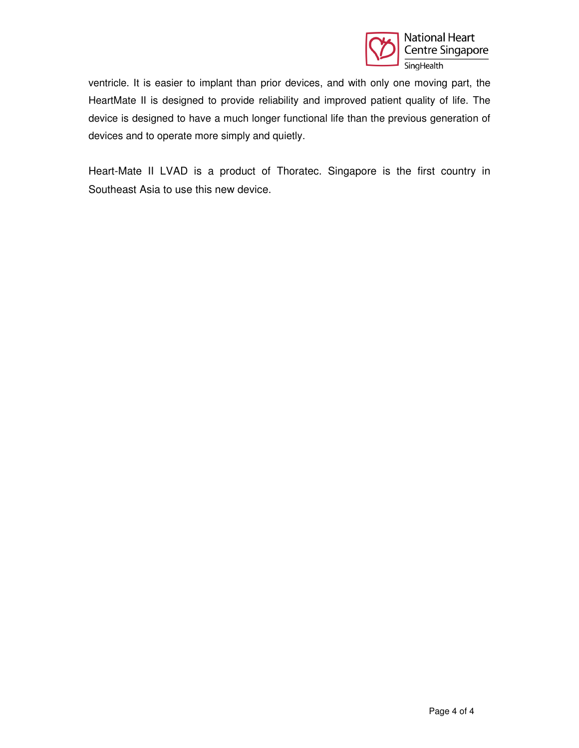ventricle. It is easier to implant than prior devices, and with only one moving part, the HeartMate II is designed to provide reliability and improved patient quality of life. The device is designed to have a much longer functional life than the previous generation of devices and to operate more simply and quietly.

Heart-Mate II LVAD is a product of Thoratec. Singapore is the first country in Southeast Asia to use this new device.